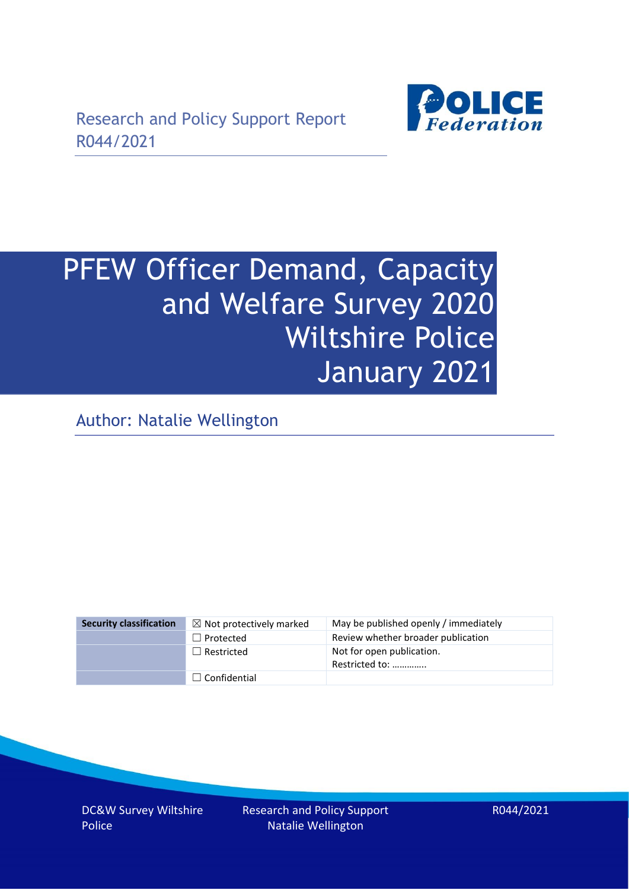Research and Policy Support Report
R044/2021

# PFEW Officer Demand, Capacity and Welfare Survey 2020 Wiltshire Police January 2021

Author: Natalie Wellington

| Security classification | ☒ Not protectively marked | May be published openly / immediately |
| --- | --- | --- |
| | ☐ Protected | Review whether broader publication |
| | ☐ Restricted | Not for open publication. Restricted to: ………….. |
| | ☐ Confidential | |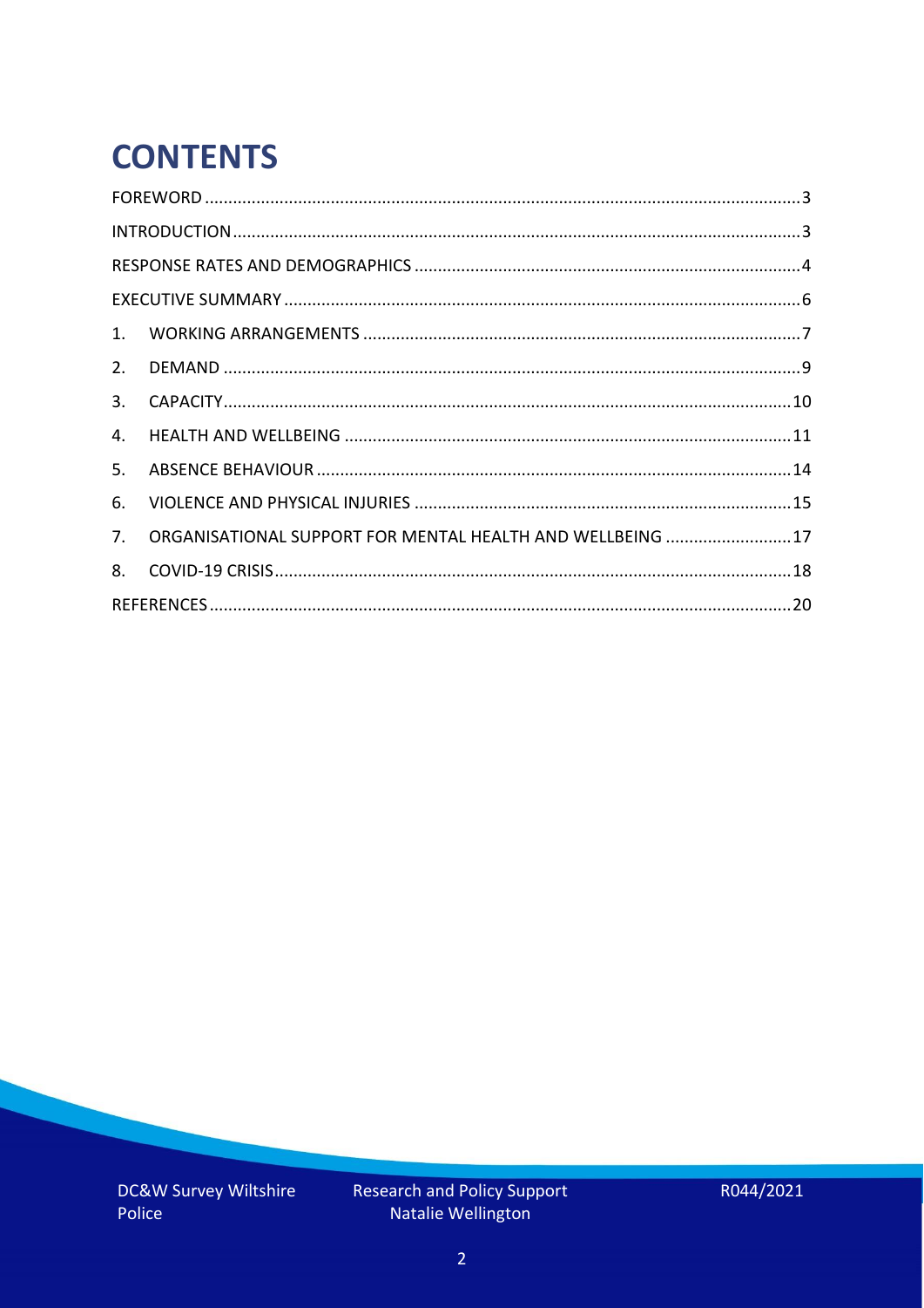# CONTENTS

FOREWORD ........................................................................................................................ 3

INTRODUCTION ................................................................................................................... 3

RESPONSE RATES AND DEMOGRAPHICS ............................................................................... 4

EXECUTIVE SUMMARY ........................................................................................................ 6

1. WORKING ARRANGEMENTS ............................................................................................. 7
2. DEMAND ......................................................................................................................... 9
3. CAPACITY ...................................................................................................................... 10
4. HEALTH AND WELLBEING ............................................................................................... 11
5. ABSENCE BEHAVIOUR .................................................................................................... 14
6. VIOLENCE AND PHYSICAL INJURIES ............................................................................... 15
7. ORGANISATIONAL SUPPORT FOR MENTAL HEALTH AND WELLBEING .............................. 17
8. COVID-19 CRISIS ............................................................................................................ 18

REFERENCES ...................................................................................................................... 20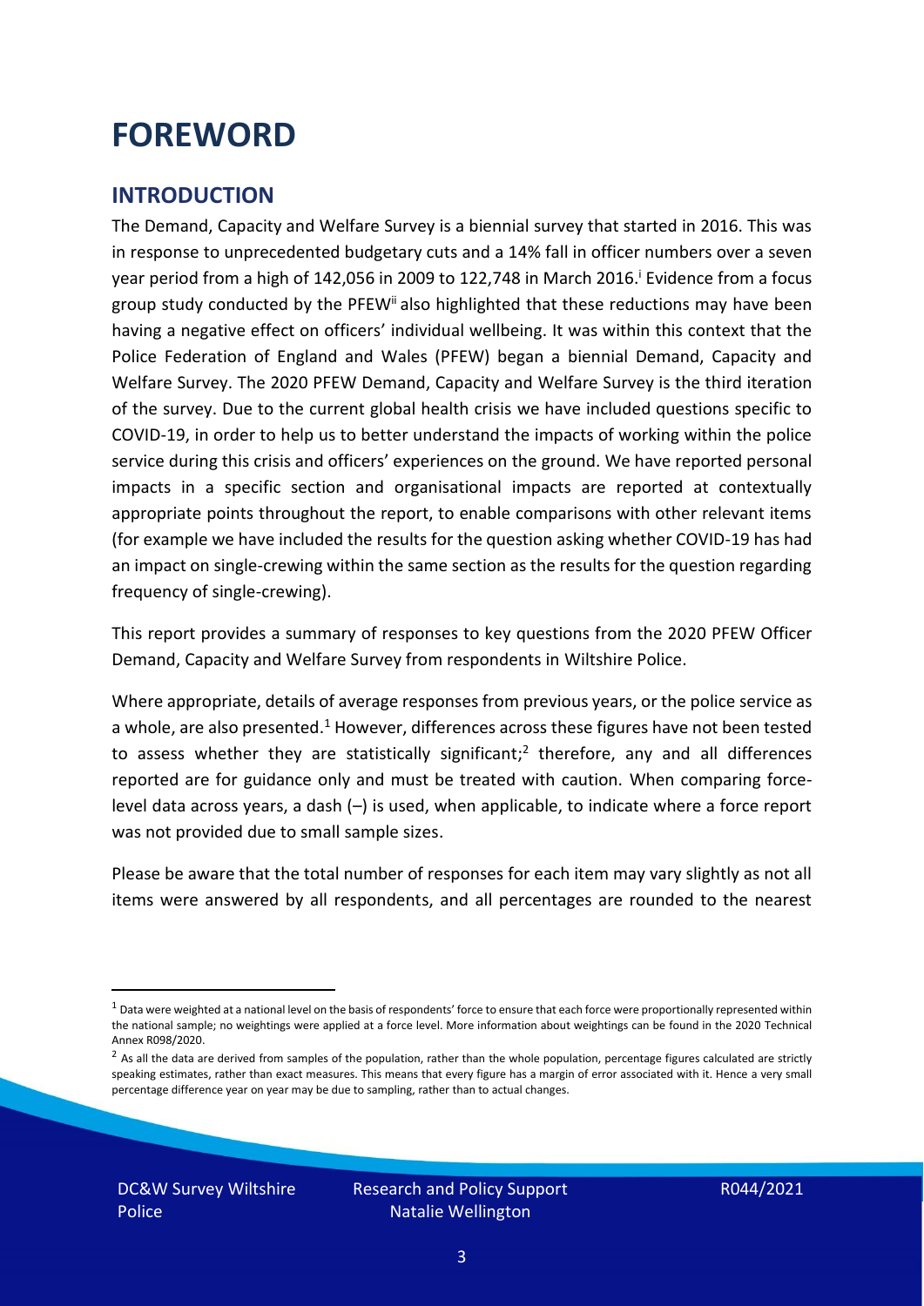# FOREWORD

## INTRODUCTION

The Demand, Capacity and Welfare Survey is a biennial survey that started in 2016. This was in response to unprecedented budgetary cuts and a 14% fall in officer numbers over a seven year period from a high of 142,056 in 2009 to 122,748 in March 2016.[i] Evidence from a focus group study conducted by the PFEW[ii] also highlighted that these reductions may have been having a negative effect on officers' individual wellbeing. It was within this context that the Police Federation of England and Wales (PFEW) began a biennial Demand, Capacity and Welfare Survey. The 2020 PFEW Demand, Capacity and Welfare Survey is the third iteration of the survey. Due to the current global health crisis we have included questions specific to COVID-19, in order to help us to better understand the impacts of working within the police service during this crisis and officers' experiences on the ground. We have reported personal impacts in a specific section and organisational impacts are reported at contextually appropriate points throughout the report, to enable comparisons with other relevant items (for example we have included the results for the question asking whether COVID-19 has had an impact on single-crewing within the same section as the results for the question regarding frequency of single-crewing).

This report provides a summary of responses to key questions from the 2020 PFEW Officer Demand, Capacity and Welfare Survey from respondents in Wiltshire Police.

Where appropriate, details of average responses from previous years, or the police service as a whole, are also presented.[1] However, differences across these figures have not been tested to assess whether they are statistically significant;[2] therefore, any and all differences reported are for guidance only and must be treated with caution. When comparing force-level data across years, a dash (–) is used, when applicable, to indicate where a force report was not provided due to small sample sizes.

Please be aware that the total number of responses for each item may vary slightly as not all items were answered by all respondents, and all percentages are rounded to the nearest

[1] Data were weighted at a national level on the basis of respondents' force to ensure that each force were proportionally represented within the national sample; no weightings were applied at a force level. More information about weightings can be found in the 2020 Technical Annex R098/2020.

[2] As all the data are derived from samples of the population, rather than the whole population, percentage figures calculated are strictly speaking estimates, rather than exact measures. This means that every figure has a margin of error associated with it. Hence a very small percentage difference year on year may be due to sampling, rather than to actual changes.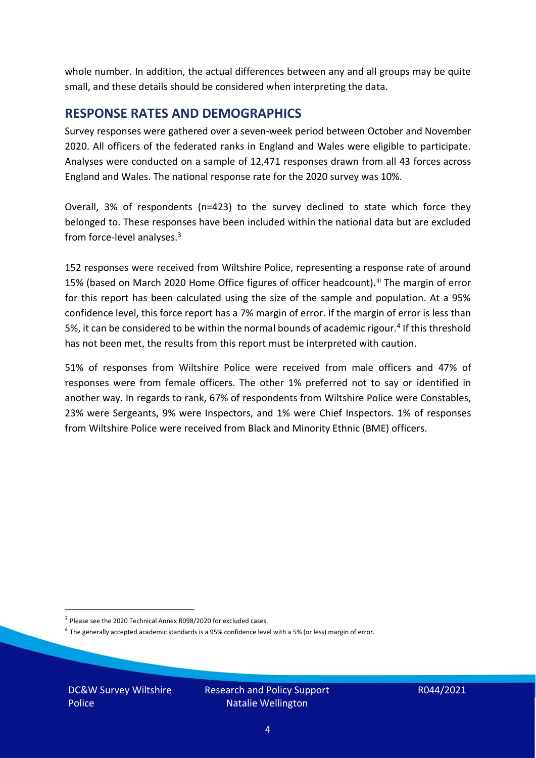whole number. In addition, the actual differences between any and all groups may be quite small, and these details should be considered when interpreting the data.

## RESPONSE RATES AND DEMOGRAPHICS

Survey responses were gathered over a seven-week period between October and November 2020. All officers of the federated ranks in England and Wales were eligible to participate. Analyses were conducted on a sample of 12,471 responses drawn from all 43 forces across England and Wales. The national response rate for the 2020 survey was 10%.

Overall, 3% of respondents (n=423) to the survey declined to state which force they belonged to. These responses have been included within the national data but are excluded from force-level analyses.[3]

152 responses were received from Wiltshire Police, representing a response rate of around 15% (based on March 2020 Home Office figures of officer headcount).[iii] The margin of error for this report has been calculated using the size of the sample and population. At a 95% confidence level, this force report has a 7% margin of error. If the margin of error is less than 5%, it can be considered to be within the normal bounds of academic rigour.[4] If this threshold has not been met, the results from this report must be interpreted with caution.

51% of responses from Wiltshire Police were received from male officers and 47% of responses were from female officers. The other 1% preferred not to say or identified in another way. In regards to rank, 67% of respondents from Wiltshire Police were Constables, 23% were Sergeants, 9% were Inspectors, and 1% were Chief Inspectors. 1% of responses from Wiltshire Police were received from Black and Minority Ethnic (BME) officers.

---

[3] Please see the 2020 Technical Annex R098/2020 for excluded cases.

[4] The generally accepted academic standards is a 95% confidence level with a 5% (or less) margin of error.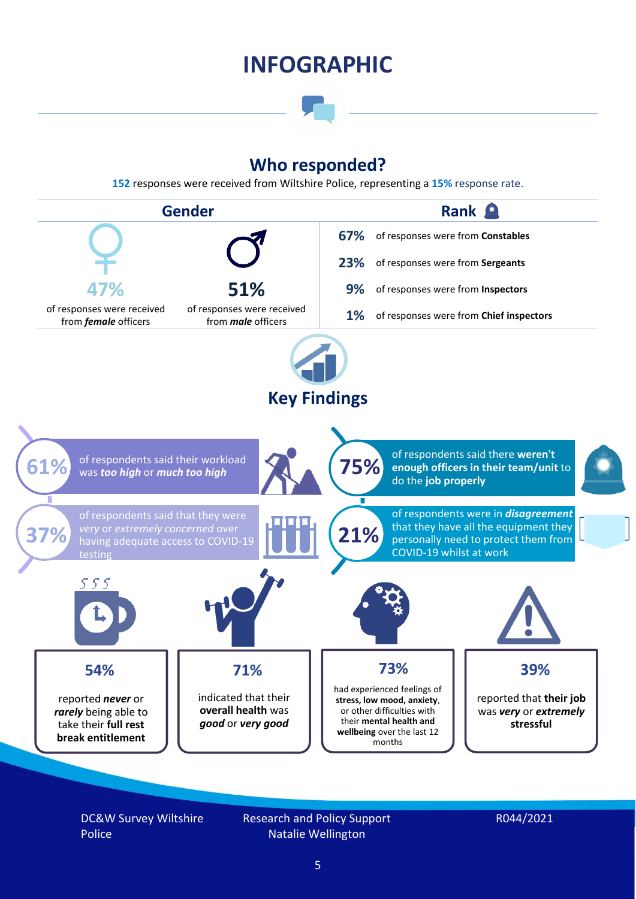# INFOGRAPHIC

## Who responded?

**152** responses were received from Wiltshire Police, representing a **15%** response rate.

### Gender

**47%** of responses were received from ***female*** officers

**51%** of responses were received from ***male*** officers

### Rank

- **67%** of responses were from **Constables**
- **23%** of responses were from **Sergeants**
- **9%** of responses were from **Inspectors**
- **1%** of responses were from **Chief inspectors**

## Key Findings

**61%** of respondents said their workload was ***too high*** or ***much too high***

**75%** of respondents said there **weren't enough officers in their team/unit** to do the **job properly**

**37%** of respondents said that they were *very* or *extremely concerned* over having adequate access to COVID-19 testing

**21%** of respondents were in ***disagreement*** that they have all the equipment they personally need to protect them from COVID-19 whilst at work

**54%** reported ***never*** or ***rarely*** being able to take their **full rest break entitlement**

**71%** indicated that their **overall health** was ***good*** or ***very good***

**73%** had experienced feelings of **stress, low mood, anxiety**, or other difficulties with their **mental health and wellbeing** over the last 12 months

**39%** reported that **their job** was ***very*** or ***extremely*** **stressful**

DC&W Survey Wiltshire Police

Research and Policy Support
Natalie Wellington

R044/2021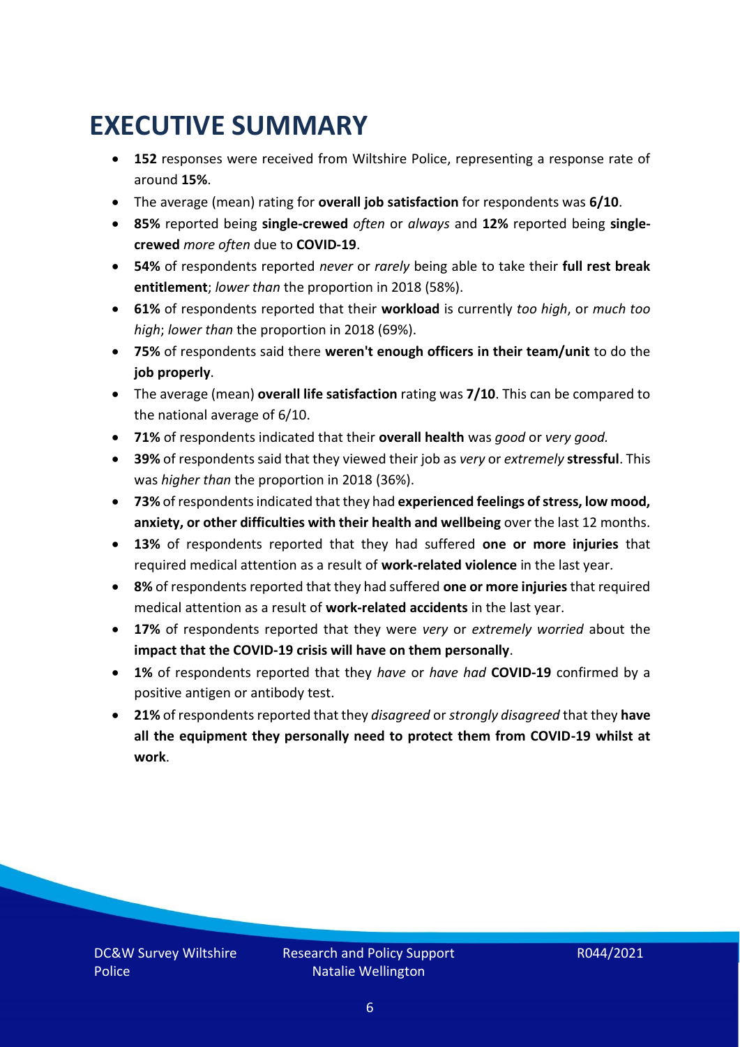# EXECUTIVE SUMMARY

- **152** responses were received from Wiltshire Police, representing a response rate of around **15%**.
- The average (mean) rating for **overall job satisfaction** for respondents was **6/10**.
- **85%** reported being **single-crewed** *often* or *always* and **12%** reported being **single-crewed** *more often* due to **COVID-19**.
- **54%** of respondents reported *never* or *rarely* being able to take their **full rest break entitlement**; *lower than* the proportion in 2018 (58%).
- **61%** of respondents reported that their **workload** is currently *too high*, or *much too high*; *lower than* the proportion in 2018 (69%).
- **75%** of respondents said there **weren't enough officers in their team/unit** to do the **job properly**.
- The average (mean) **overall life satisfaction** rating was **7/10**. This can be compared to the national average of 6/10.
- **71%** of respondents indicated that their **overall health** was *good* or *very good.*
- **39%** of respondents said that they viewed their job as *very* or *extremely* **stressful**. This was *higher than* the proportion in 2018 (36%).
- **73%** of respondents indicated that they had **experienced feelings of stress, low mood, anxiety, or other difficulties with their health and wellbeing** over the last 12 months.
- **13%** of respondents reported that they had suffered **one or more injuries** that required medical attention as a result of **work-related violence** in the last year.
- **8%** of respondents reported that they had suffered **one or more injuries** that required medical attention as a result of **work-related accidents** in the last year.
- **17%** of respondents reported that they were *very* or *extremely worried* about the **impact that the COVID-19 crisis will have on them personally**.
- **1%** of respondents reported that they *have* or *have had* **COVID-19** confirmed by a positive antigen or antibody test.
- **21%** of respondents reported that they *disagreed* or *strongly disagreed* that they **have all the equipment they personally need to protect them from COVID-19 whilst at work**.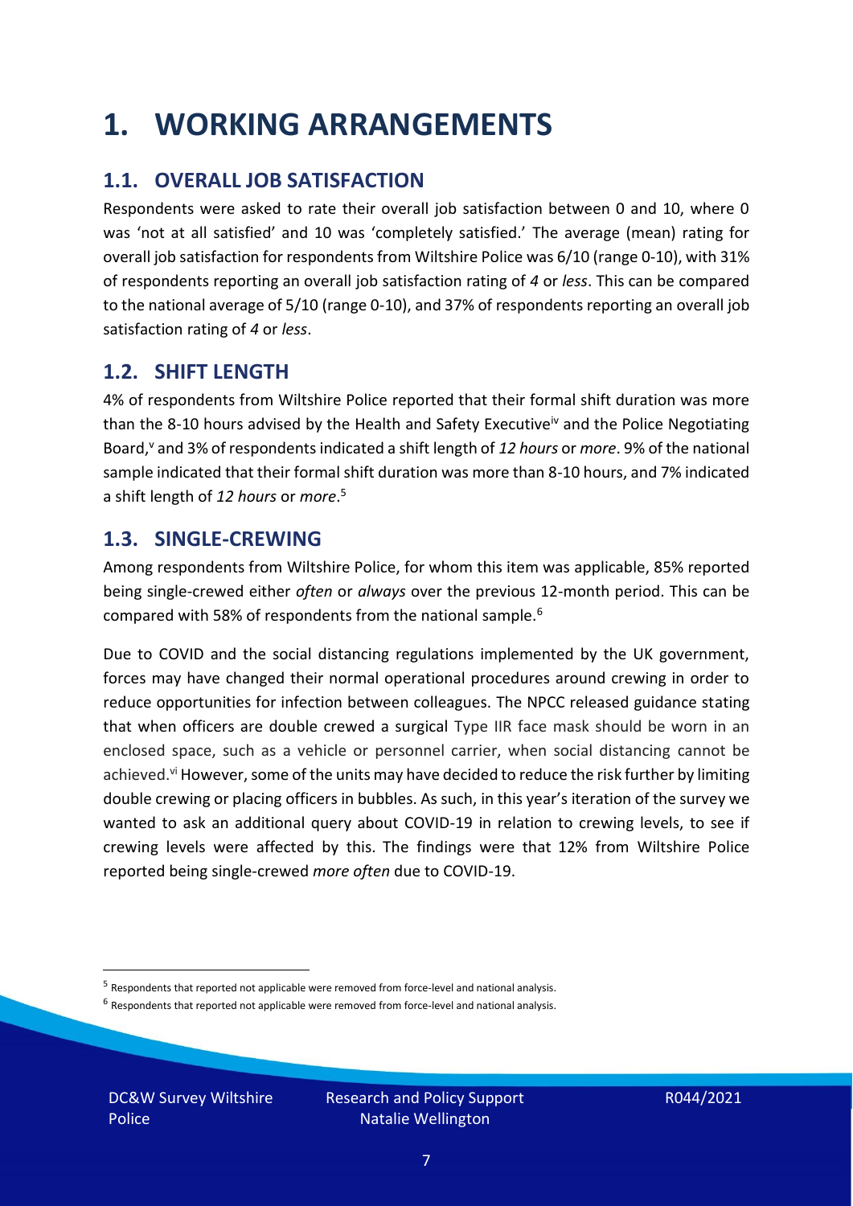# 1. WORKING ARRANGEMENTS

## 1.1. OVERALL JOB SATISFACTION

Respondents were asked to rate their overall job satisfaction between 0 and 10, where 0 was 'not at all satisfied' and 10 was 'completely satisfied.' The average (mean) rating for overall job satisfaction for respondents from Wiltshire Police was 6/10 (range 0-10), with 31% of respondents reporting an overall job satisfaction rating of *4* or *less*. This can be compared to the national average of 5/10 (range 0-10), and 37% of respondents reporting an overall job satisfaction rating of *4* or *less*.

## 1.2. SHIFT LENGTH

4% of respondents from Wiltshire Police reported that their formal shift duration was more than the 8-10 hours advised by the Health and Safety Executive[iv] and the Police Negotiating Board,[v] and 3% of respondents indicated a shift length of *12 hours* or *more*. 9% of the national sample indicated that their formal shift duration was more than 8-10 hours, and 7% indicated a shift length of *12 hours* or *more*.[5]

## 1.3. SINGLE-CREWING

Among respondents from Wiltshire Police, for whom this item was applicable, 85% reported being single-crewed either *often* or *always* over the previous 12-month period. This can be compared with 58% of respondents from the national sample.[6]

Due to COVID and the social distancing regulations implemented by the UK government, forces may have changed their normal operational procedures around crewing in order to reduce opportunities for infection between colleagues. The NPCC released guidance stating that when officers are double crewed a surgical Type IIR face mask should be worn in an enclosed space, such as a vehicle or personnel carrier, when social distancing cannot be achieved.[vi] However, some of the units may have decided to reduce the risk further by limiting double crewing or placing officers in bubbles. As such, in this year's iteration of the survey we wanted to ask an additional query about COVID-19 in relation to crewing levels, to see if crewing levels were affected by this. The findings were that 12% from Wiltshire Police reported being single-crewed *more often* due to COVID-19.

[5] Respondents that reported not applicable were removed from force-level and national analysis.

[6] Respondents that reported not applicable were removed from force-level and national analysis.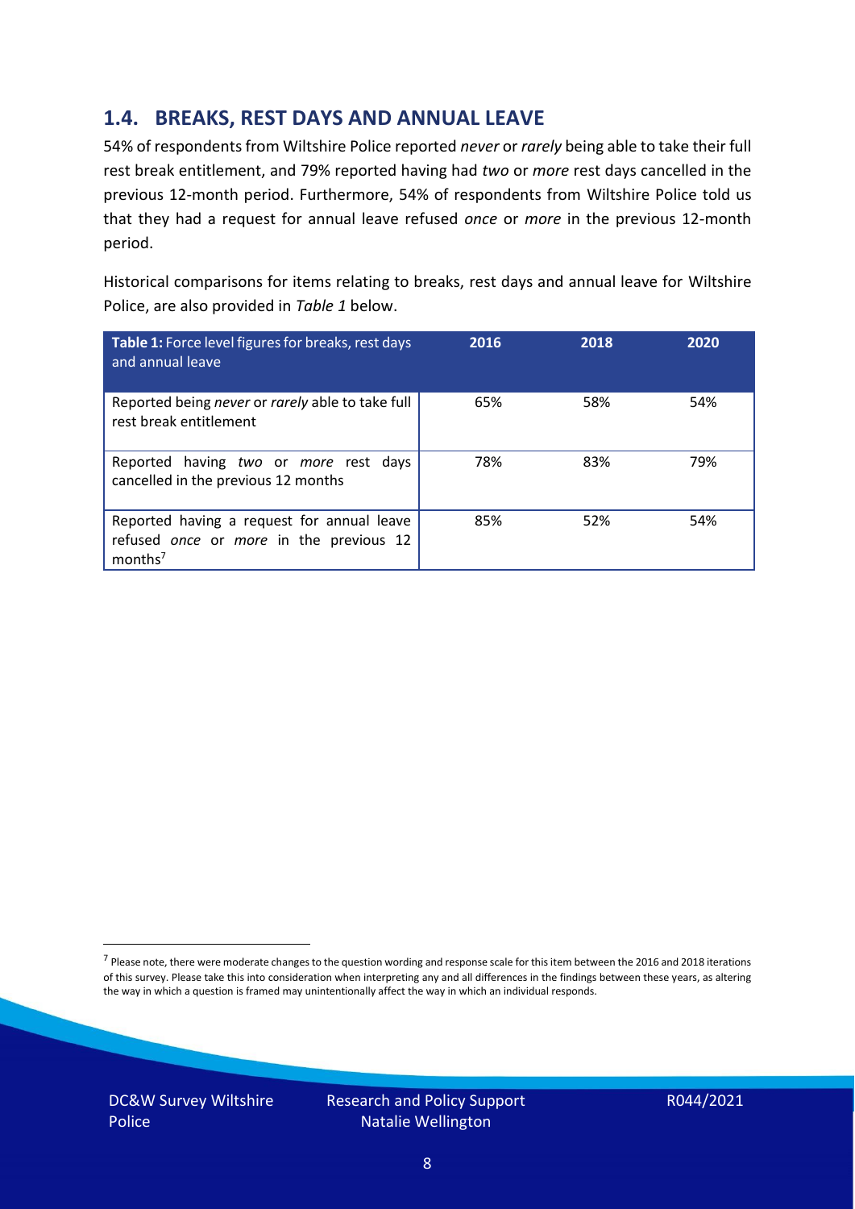## 1.4. BREAKS, REST DAYS AND ANNUAL LEAVE

54% of respondents from Wiltshire Police reported *never* or *rarely* being able to take their full rest break entitlement, and 79% reported having had *two* or *more* rest days cancelled in the previous 12-month period. Furthermore, 54% of respondents from Wiltshire Police told us that they had a request for annual leave refused *once* or *more* in the previous 12-month period.

Historical comparisons for items relating to breaks, rest days and annual leave for Wiltshire Police, are also provided in *Table 1* below.

| **Table 1:** Force level figures for breaks, rest days and annual leave | 2016 | 2018 | 2020 |
|---|---|---|---|
| Reported being *never* or *rarely* able to take full rest break entitlement | 65% | 58% | 54% |
| Reported having *two* or *more* rest days cancelled in the previous 12 months | 78% | 83% | 79% |
| Reported having a request for annual leave refused *once* or *more* in the previous 12 months[7] | 85% | 52% | 54% |

[7] Please note, there were moderate changes to the question wording and response scale for this item between the 2016 and 2018 iterations of this survey. Please take this into consideration when interpreting any and all differences in the findings between these years, as altering the way in which a question is framed may unintentionally affect the way in which an individual responds.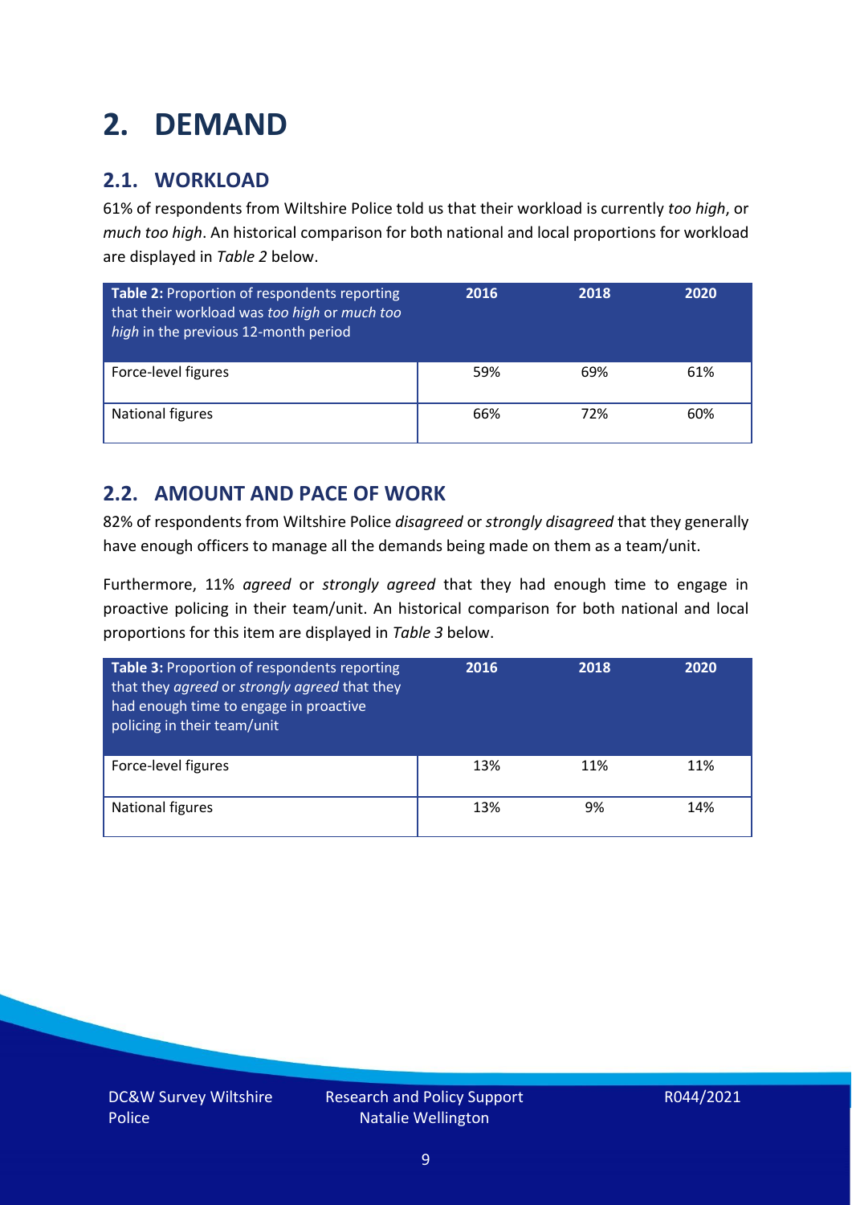# 2. DEMAND

## 2.1. WORKLOAD

61% of respondents from Wiltshire Police told us that their workload is currently *too high*, or *much too high*. An historical comparison for both national and local proportions for workload are displayed in *Table 2* below.

| **Table 2:** Proportion of respondents reporting that their workload was *too high* or *much too high* in the previous 12-month period | 2016 | 2018 | 2020 |
|---|---|---|---|
| Force-level figures | 59% | 69% | 61% |
| National figures | 66% | 72% | 60% |

## 2.2. AMOUNT AND PACE OF WORK

82% of respondents from Wiltshire Police *disagreed* or *strongly disagreed* that they generally have enough officers to manage all the demands being made on them as a team/unit.

Furthermore, 11% *agreed* or *strongly agreed* that they had enough time to engage in proactive policing in their team/unit. An historical comparison for both national and local proportions for this item are displayed in *Table 3* below.

| **Table 3:** Proportion of respondents reporting that they *agreed* or *strongly agreed* that they had enough time to engage in proactive policing in their team/unit | 2016 | 2018 | 2020 |
|---|---|---|---|
| Force-level figures | 13% | 11% | 11% |
| National figures | 13% | 9% | 14% |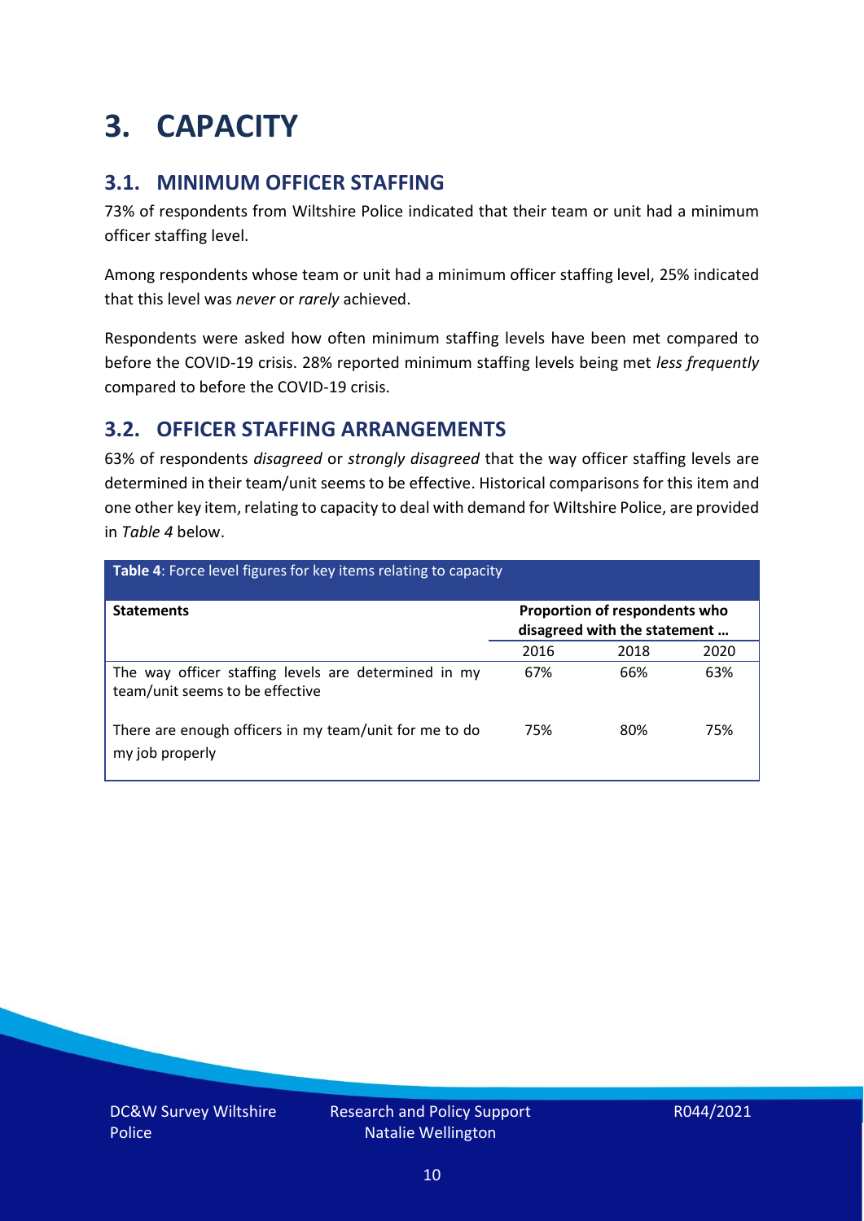# 3. CAPACITY

## 3.1. MINIMUM OFFICER STAFFING

73% of respondents from Wiltshire Police indicated that their team or unit had a minimum officer staffing level.

Among respondents whose team or unit had a minimum officer staffing level, 25% indicated that this level was *never* or *rarely* achieved.

Respondents were asked how often minimum staffing levels have been met compared to before the COVID-19 crisis. 28% reported minimum staffing levels being met *less frequently* compared to before the COVID-19 crisis.

## 3.2. OFFICER STAFFING ARRANGEMENTS

63% of respondents *disagreed* or *strongly disagreed* that the way officer staffing levels are determined in their team/unit seems to be effective. Historical comparisons for this item and one other key item, relating to capacity to deal with demand for Wiltshire Police, are provided in *Table 4* below.

**Table 4**: Force level figures for key items relating to capacity

| Statements | Proportion of respondents who disagreed with the statement … | | |
|---|---|---|---|
| | 2016 | 2018 | 2020 |
| The way officer staffing levels are determined in my team/unit seems to be effective | 67% | 66% | 63% |
| There are enough officers in my team/unit for me to do my job properly | 75% | 80% | 75% |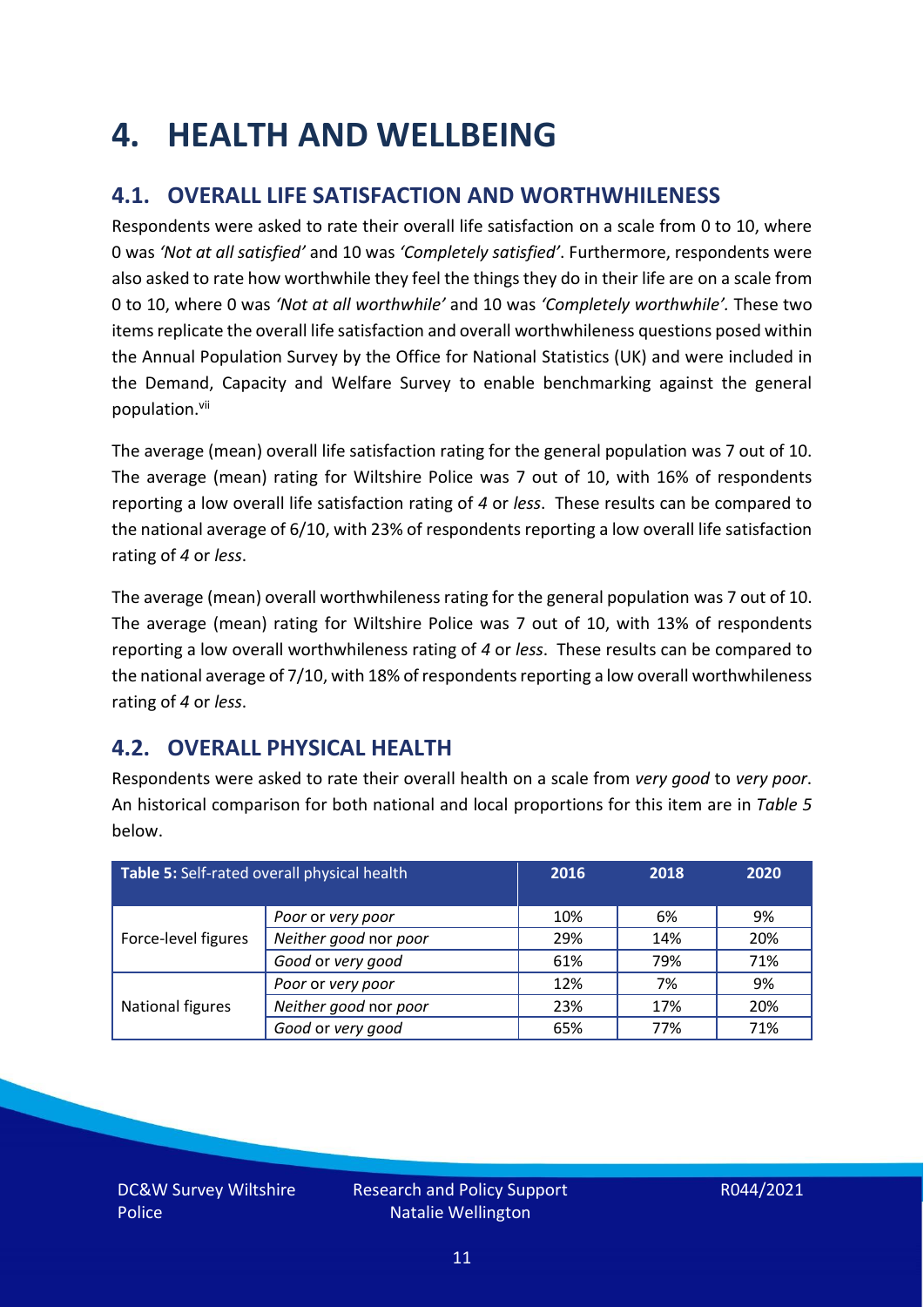# 4. HEALTH AND WELLBEING

## 4.1. OVERALL LIFE SATISFACTION AND WORTHWHILENESS

Respondents were asked to rate their overall life satisfaction on a scale from 0 to 10, where 0 was *'Not at all satisfied'* and 10 was *'Completely satisfied'*. Furthermore, respondents were also asked to rate how worthwhile they feel the things they do in their life are on a scale from 0 to 10, where 0 was *'Not at all worthwhile'* and 10 was *'Completely worthwhile'.* These two items replicate the overall life satisfaction and overall worthwhileness questions posed within the Annual Population Survey by the Office for National Statistics (UK) and were included in the Demand, Capacity and Welfare Survey to enable benchmarking against the general population.[vii]

The average (mean) overall life satisfaction rating for the general population was 7 out of 10. The average (mean) rating for Wiltshire Police was 7 out of 10, with 16% of respondents reporting a low overall life satisfaction rating of *4* or *less*. These results can be compared to the national average of 6/10, with 23% of respondents reporting a low overall life satisfaction rating of *4* or *less*.

The average (mean) overall worthwhileness rating for the general population was 7 out of 10. The average (mean) rating for Wiltshire Police was 7 out of 10, with 13% of respondents reporting a low overall worthwhileness rating of *4* or *less*. These results can be compared to the national average of 7/10, with 18% of respondents reporting a low overall worthwhileness rating of *4* or *less*.

## 4.2. OVERALL PHYSICAL HEALTH

Respondents were asked to rate their overall health on a scale from *very good* to *very poor*. An historical comparison for both national and local proportions for this item are in *Table 5* below.

| **Table 5:** Self-rated overall physical health | | 2016 | 2018 | 2020 |
|---|---|---|---|---|
| Force-level figures | *Poor* or *very poor* | 10% | 6% | 9% |
| | *Neither good* nor *poor* | 29% | 14% | 20% |
| | *Good* or *very good* | 61% | 79% | 71% |
| National figures | *Poor* or *very poor* | 12% | 7% | 9% |
| | *Neither good* nor *poor* | 23% | 17% | 20% |
| | *Good* or *very good* | 65% | 77% | 71% |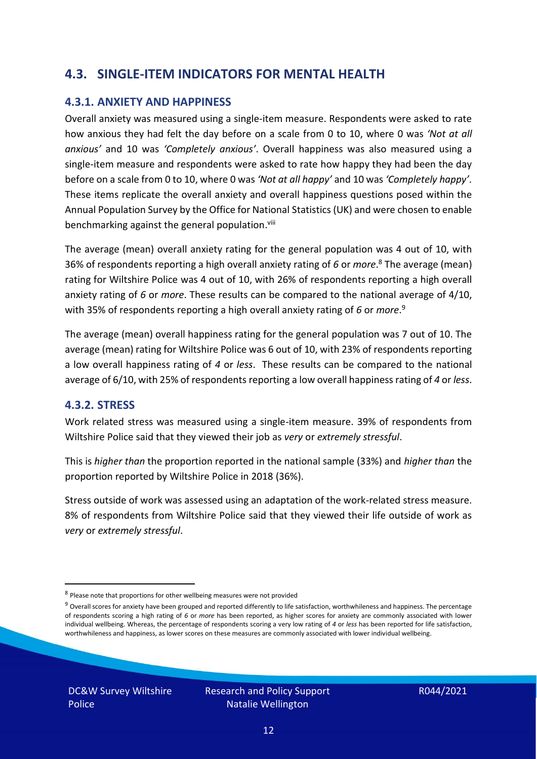## 4.3. SINGLE-ITEM INDICATORS FOR MENTAL HEALTH

### 4.3.1. ANXIETY AND HAPPINESS

Overall anxiety was measured using a single-item measure. Respondents were asked to rate how anxious they had felt the day before on a scale from 0 to 10, where 0 was *'Not at all anxious'* and 10 was *'Completely anxious'*. Overall happiness was also measured using a single-item measure and respondents were asked to rate how happy they had been the day before on a scale from 0 to 10, where 0 was *'Not at all happy'* and 10 was *'Completely happy'*. These items replicate the overall anxiety and overall happiness questions posed within the Annual Population Survey by the Office for National Statistics (UK) and were chosen to enable benchmarking against the general population.[viii]

The average (mean) overall anxiety rating for the general population was 4 out of 10, with 36% of respondents reporting a high overall anxiety rating of *6* or *more*.[8] The average (mean) rating for Wiltshire Police was 4 out of 10, with 26% of respondents reporting a high overall anxiety rating of *6* or *more*. These results can be compared to the national average of 4/10, with 35% of respondents reporting a high overall anxiety rating of *6* or *more*.[9]

The average (mean) overall happiness rating for the general population was 7 out of 10. The average (mean) rating for Wiltshire Police was 6 out of 10, with 23% of respondents reporting a low overall happiness rating of *4* or *less*. These results can be compared to the national average of 6/10, with 25% of respondents reporting a low overall happiness rating of *4* or *less*.

### 4.3.2. STRESS

Work related stress was measured using a single-item measure. 39% of respondents from Wiltshire Police said that they viewed their job as *very* or *extremely stressful*.

This is *higher than* the proportion reported in the national sample (33%) and *higher than* the proportion reported by Wiltshire Police in 2018 (36%).

Stress outside of work was assessed using an adaptation of the work-related stress measure. 8% of respondents from Wiltshire Police said that they viewed their life outside of work as *very* or *extremely stressful*.

---

[8] Please note that proportions for other wellbeing measures were not provided

[9] Overall scores for anxiety have been grouped and reported differently to life satisfaction, worthwhileness and happiness. The percentage of respondents scoring a high rating of *6* or *more* has been reported, as higher scores for anxiety are commonly associated with lower individual wellbeing. Whereas, the percentage of respondents scoring a very low rating of *4* or *less* has been reported for life satisfaction, worthwhileness and happiness, as lower scores on these measures are commonly associated with lower individual wellbeing.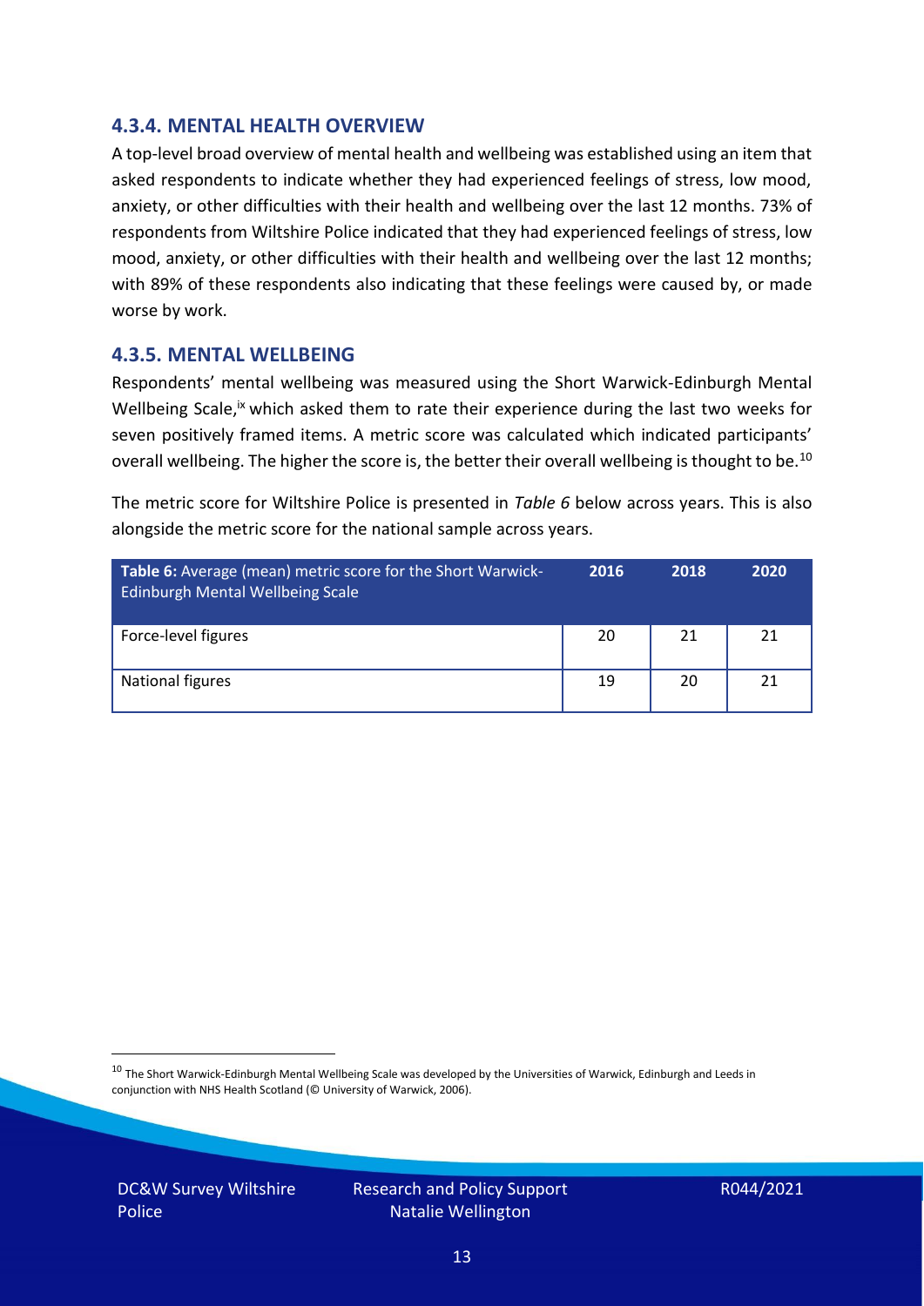### 4.3.4. MENTAL HEALTH OVERVIEW

A top-level broad overview of mental health and wellbeing was established using an item that asked respondents to indicate whether they had experienced feelings of stress, low mood, anxiety, or other difficulties with their health and wellbeing over the last 12 months. 73% of respondents from Wiltshire Police indicated that they had experienced feelings of stress, low mood, anxiety, or other difficulties with their health and wellbeing over the last 12 months; with 89% of these respondents also indicating that these feelings were caused by, or made worse by work.

### 4.3.5. MENTAL WELLBEING

Respondents' mental wellbeing was measured using the Short Warwick-Edinburgh Mental Wellbeing Scale,[ix] which asked them to rate their experience during the last two weeks for seven positively framed items. A metric score was calculated which indicated participants' overall wellbeing. The higher the score is, the better their overall wellbeing is thought to be.[10]

The metric score for Wiltshire Police is presented in *Table 6* below across years. This is also alongside the metric score for the national sample across years.

| **Table 6:** Average (mean) metric score for the Short Warwick-Edinburgh Mental Wellbeing Scale | 2016 | 2018 | 2020 |
|---|---|---|---|
| Force-level figures | 20 | 21 | 21 |
| National figures | 19 | 20 | 21 |

[10] The Short Warwick-Edinburgh Mental Wellbeing Scale was developed by the Universities of Warwick, Edinburgh and Leeds in conjunction with NHS Health Scotland (© University of Warwick, 2006).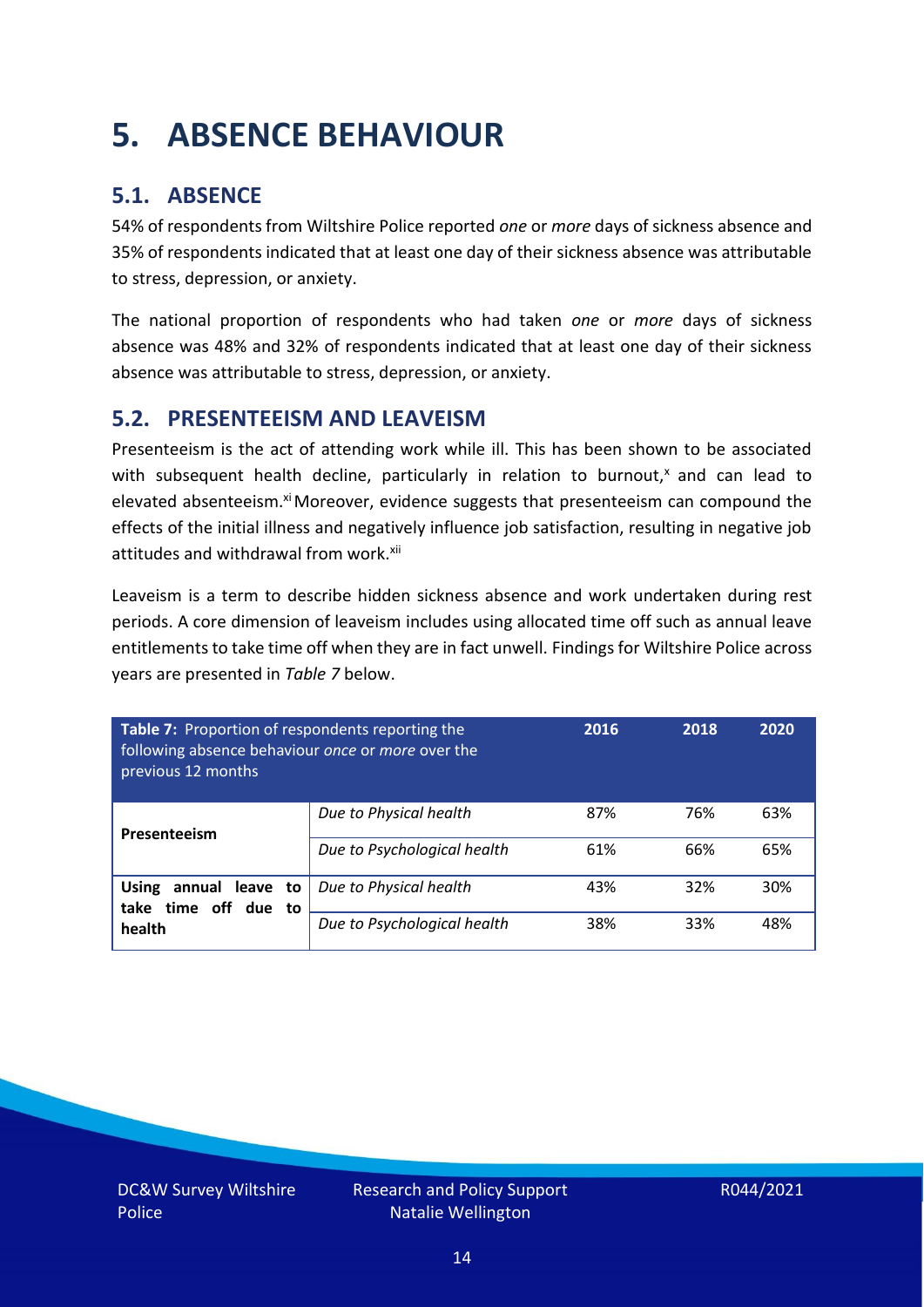# 5. ABSENCE BEHAVIOUR

## 5.1. ABSENCE

54% of respondents from Wiltshire Police reported *one* or *more* days of sickness absence and 35% of respondents indicated that at least one day of their sickness absence was attributable to stress, depression, or anxiety.

The national proportion of respondents who had taken *one* or *more* days of sickness absence was 48% and 32% of respondents indicated that at least one day of their sickness absence was attributable to stress, depression, or anxiety.

## 5.2. PRESENTEEISM AND LEAVEISM

Presenteeism is the act of attending work while ill. This has been shown to be associated with subsequent health decline, particularly in relation to burnout,[x] and can lead to elevated absenteeism.[xi] Moreover, evidence suggests that presenteeism can compound the effects of the initial illness and negatively influence job satisfaction, resulting in negative job attitudes and withdrawal from work.[xii]

Leaveism is a term to describe hidden sickness absence and work undertaken during rest periods. A core dimension of leaveism includes using allocated time off such as annual leave entitlements to take time off when they are in fact unwell. Findings for Wiltshire Police across years are presented in *Table 7* below.

| **Table 7:** Proportion of respondents reporting the following absence behaviour *once* or *more* over the previous 12 months | | 2016 | 2018 | 2020 |
|---|---|---|---|---|
| **Presenteeism** | *Due to Physical health* | 87% | 76% | 63% |
| | *Due to Psychological health* | 61% | 66% | 65% |
| **Using annual leave to take time off due to health** | *Due to Physical health* | 43% | 32% | 30% |
| | *Due to Psychological health* | 38% | 33% | 48% |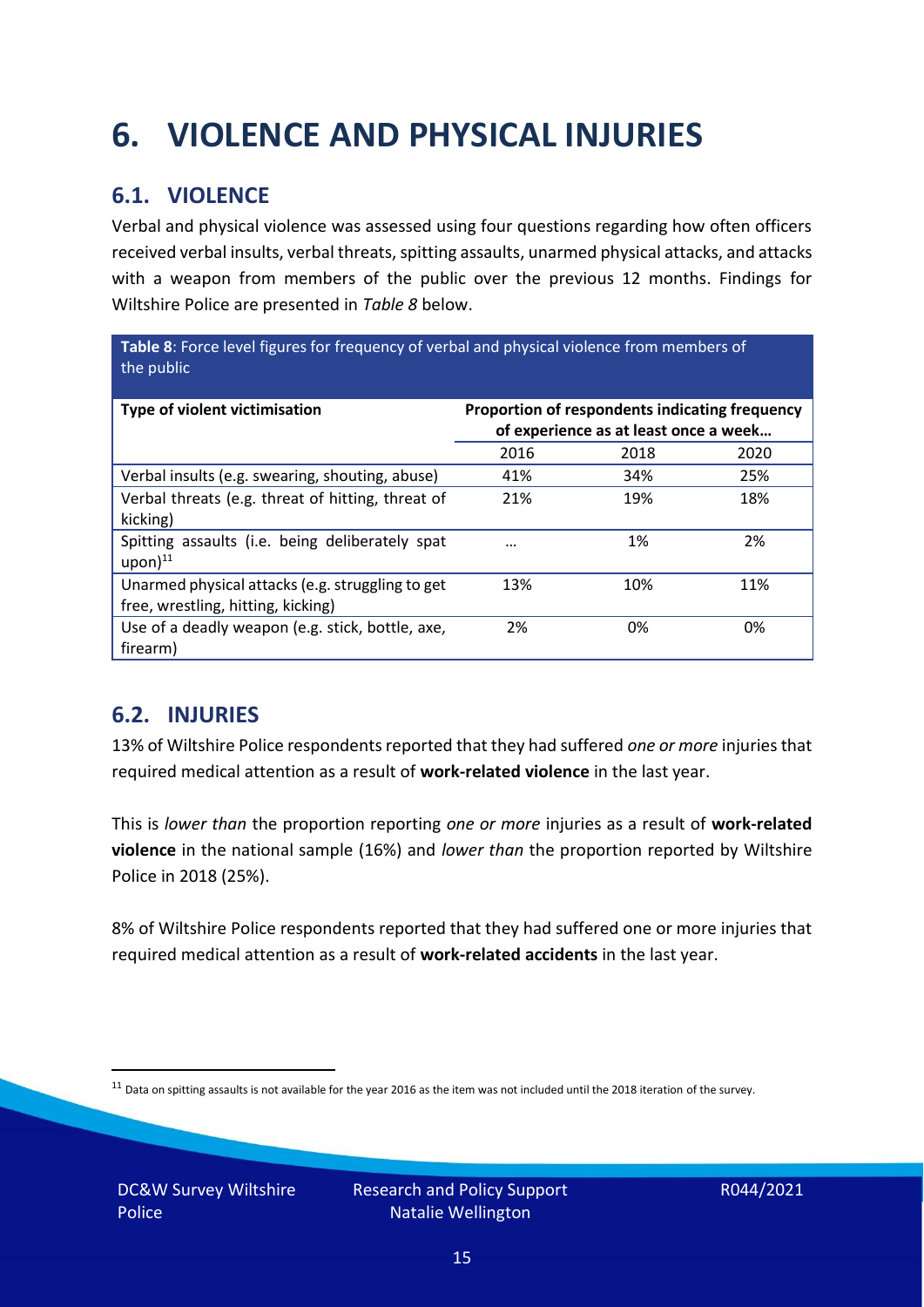# 6. VIOLENCE AND PHYSICAL INJURIES

## 6.1. VIOLENCE

Verbal and physical violence was assessed using four questions regarding how often officers received verbal insults, verbal threats, spitting assaults, unarmed physical attacks, and attacks with a weapon from members of the public over the previous 12 months. Findings for Wiltshire Police are presented in *Table 8* below.

**Table 8**: Force level figures for frequency of verbal and physical violence from members of the public

| Type of violent victimisation | Proportion of respondents indicating frequency of experience as at least once a week… | | |
|---|---|---|---|
| | 2016 | 2018 | 2020 |
| Verbal insults (e.g. swearing, shouting, abuse) | 41% | 34% | 25% |
| Verbal threats (e.g. threat of hitting, threat of kicking) | 21% | 19% | 18% |
| Spitting assaults (i.e. being deliberately spat upon)[11] | … | 1% | 2% |
| Unarmed physical attacks (e.g. struggling to get free, wrestling, hitting, kicking) | 13% | 10% | 11% |
| Use of a deadly weapon (e.g. stick, bottle, axe, firearm) | 2% | 0% | 0% |

## 6.2. INJURIES

13% of Wiltshire Police respondents reported that they had suffered *one or more* injuries that required medical attention as a result of **work-related violence** in the last year.

This is *lower than* the proportion reporting *one or more* injuries as a result of **work-related violence** in the national sample (16%) and *lower than* the proportion reported by Wiltshire Police in 2018 (25%).

8% of Wiltshire Police respondents reported that they had suffered one or more injuries that required medical attention as a result of **work-related accidents** in the last year.

[11] Data on spitting assaults is not available for the year 2016 as the item was not included until the 2018 iteration of the survey.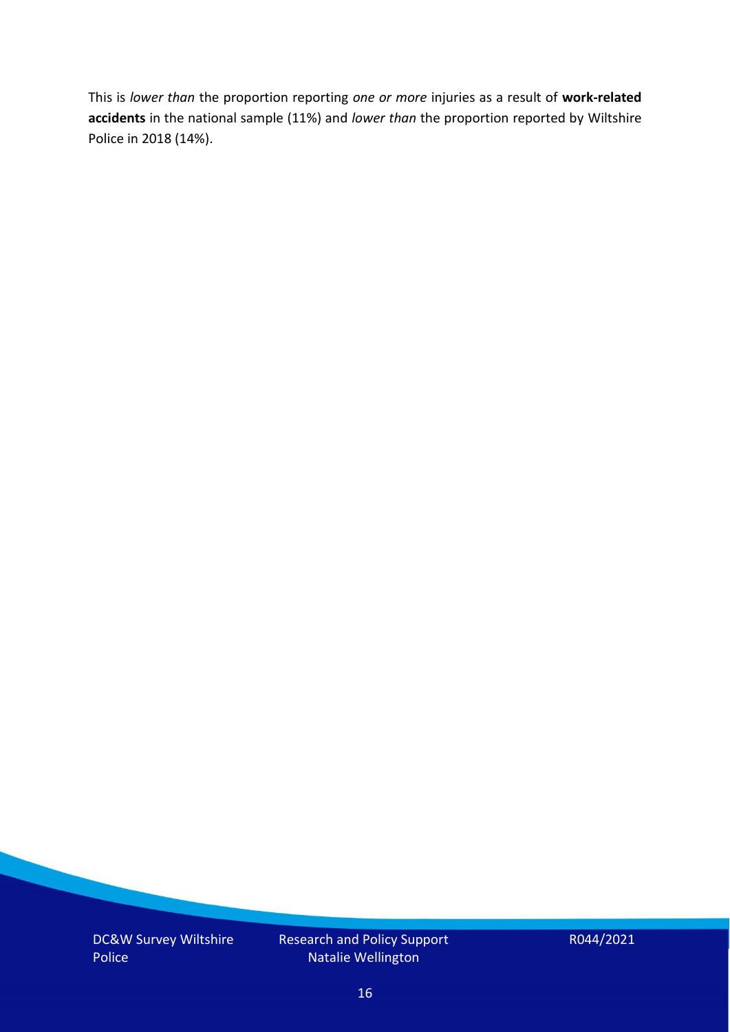This is *lower than* the proportion reporting *one or more* injuries as a result of **work-related accidents** in the national sample (11%) and *lower than* the proportion reported by Wiltshire Police in 2018 (14%).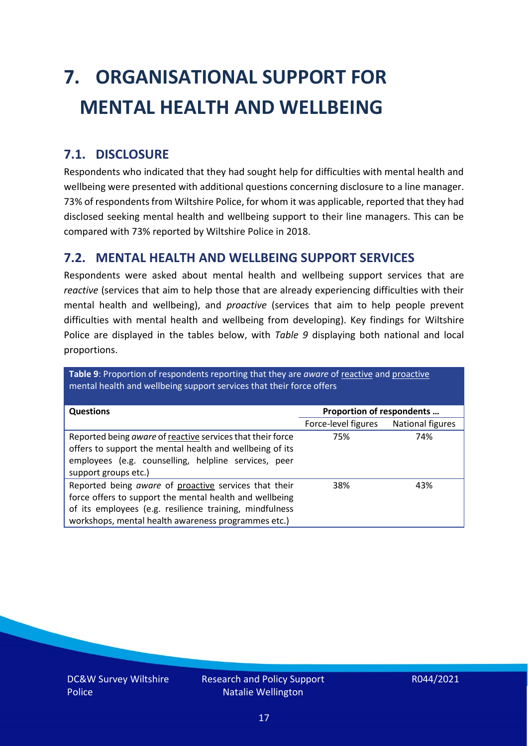# 7. ORGANISATIONAL SUPPORT FOR MENTAL HEALTH AND WELLBEING

## 7.1. DISCLOSURE

Respondents who indicated that they had sought help for difficulties with mental health and wellbeing were presented with additional questions concerning disclosure to a line manager. 73% of respondents from Wiltshire Police, for whom it was applicable, reported that they had disclosed seeking mental health and wellbeing support to their line managers. This can be compared with 73% reported by Wiltshire Police in 2018.

## 7.2. MENTAL HEALTH AND WELLBEING SUPPORT SERVICES

Respondents were asked about mental health and wellbeing support services that are *reactive* (services that aim to help those that are already experiencing difficulties with their mental health and wellbeing), and *proactive* (services that aim to help people prevent difficulties with mental health and wellbeing from developing). Key findings for Wiltshire Police are displayed in the tables below, with *Table 9* displaying both national and local proportions.

**Table 9**: Proportion of respondents reporting that they are *aware* of reactive and proactive mental health and wellbeing support services that their force offers

| Questions | Proportion of respondents … | |
|---|---|---|
| | Force-level figures | National figures |
| Reported being *aware* of reactive services that their force offers to support the mental health and wellbeing of its employees (e.g. counselling, helpline services, peer support groups etc.) | 75% | 74% |
| Reported being *aware* of proactive services that their force offers to support the mental health and wellbeing of its employees (e.g. resilience training, mindfulness workshops, mental health awareness programmes etc.) | 38% | 43% |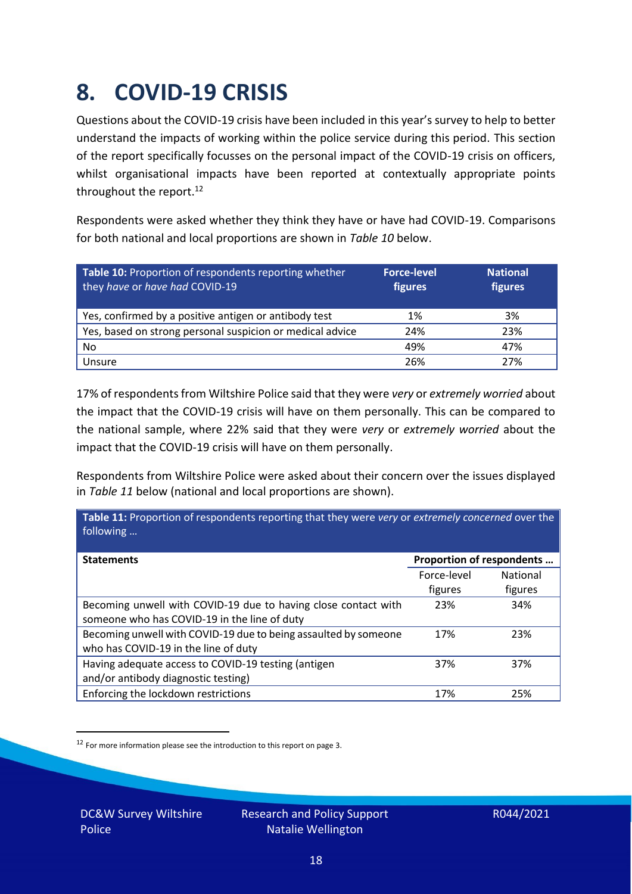# 8. COVID-19 CRISIS

Questions about the COVID-19 crisis have been included in this year's survey to help to better understand the impacts of working within the police service during this period. This section of the report specifically focusses on the personal impact of the COVID-19 crisis on officers, whilst organisational impacts have been reported at contextually appropriate points throughout the report.[12]

Respondents were asked whether they think they have or have had COVID-19. Comparisons for both national and local proportions are shown in *Table 10* below.

| **Table 10:** Proportion of respondents reporting whether they *have* or *have had* COVID-19 | **Force-level figures** | **National figures** |
|---|---|---|
| Yes, confirmed by a positive antigen or antibody test | 1% | 3% |
| Yes, based on strong personal suspicion or medical advice | 24% | 23% |
| No | 49% | 47% |
| Unsure | 26% | 27% |

17% of respondents from Wiltshire Police said that they were *very* or *extremely worried* about the impact that the COVID-19 crisis will have on them personally. This can be compared to the national sample, where 22% said that they were *very* or *extremely worried* about the impact that the COVID-19 crisis will have on them personally.

Respondents from Wiltshire Police were asked about their concern over the issues displayed in *Table 11* below (national and local proportions are shown).

**Table 11:** Proportion of respondents reporting that they were *very* or *extremely concerned* over the following …

| **Statements** | **Proportion of respondents …** | |
|---|---|---|
| | Force-level figures | National figures |
| Becoming unwell with COVID-19 due to having close contact with someone who has COVID-19 in the line of duty | 23% | 34% |
| Becoming unwell with COVID-19 due to being assaulted by someone who has COVID-19 in the line of duty | 17% | 23% |
| Having adequate access to COVID-19 testing (antigen and/or antibody diagnostic testing) | 37% | 37% |
| Enforcing the lockdown restrictions | 17% | 25% |

[12] For more information please see the introduction to this report on page 3.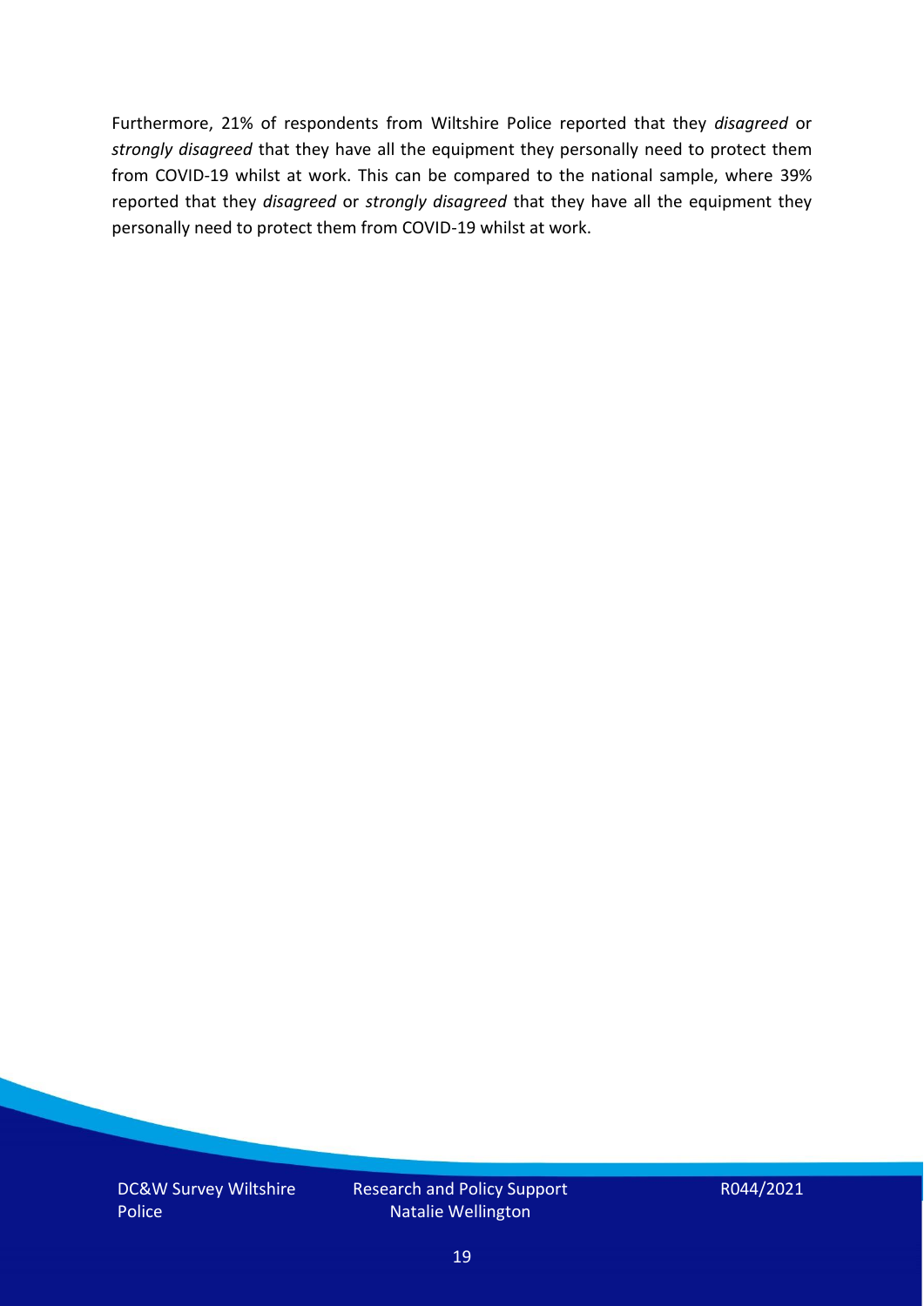Furthermore, 21% of respondents from Wiltshire Police reported that they *disagreed* or *strongly disagreed* that they have all the equipment they personally need to protect them from COVID-19 whilst at work. This can be compared to the national sample, where 39% reported that they *disagreed* or *strongly disagreed* that they have all the equipment they personally need to protect them from COVID-19 whilst at work.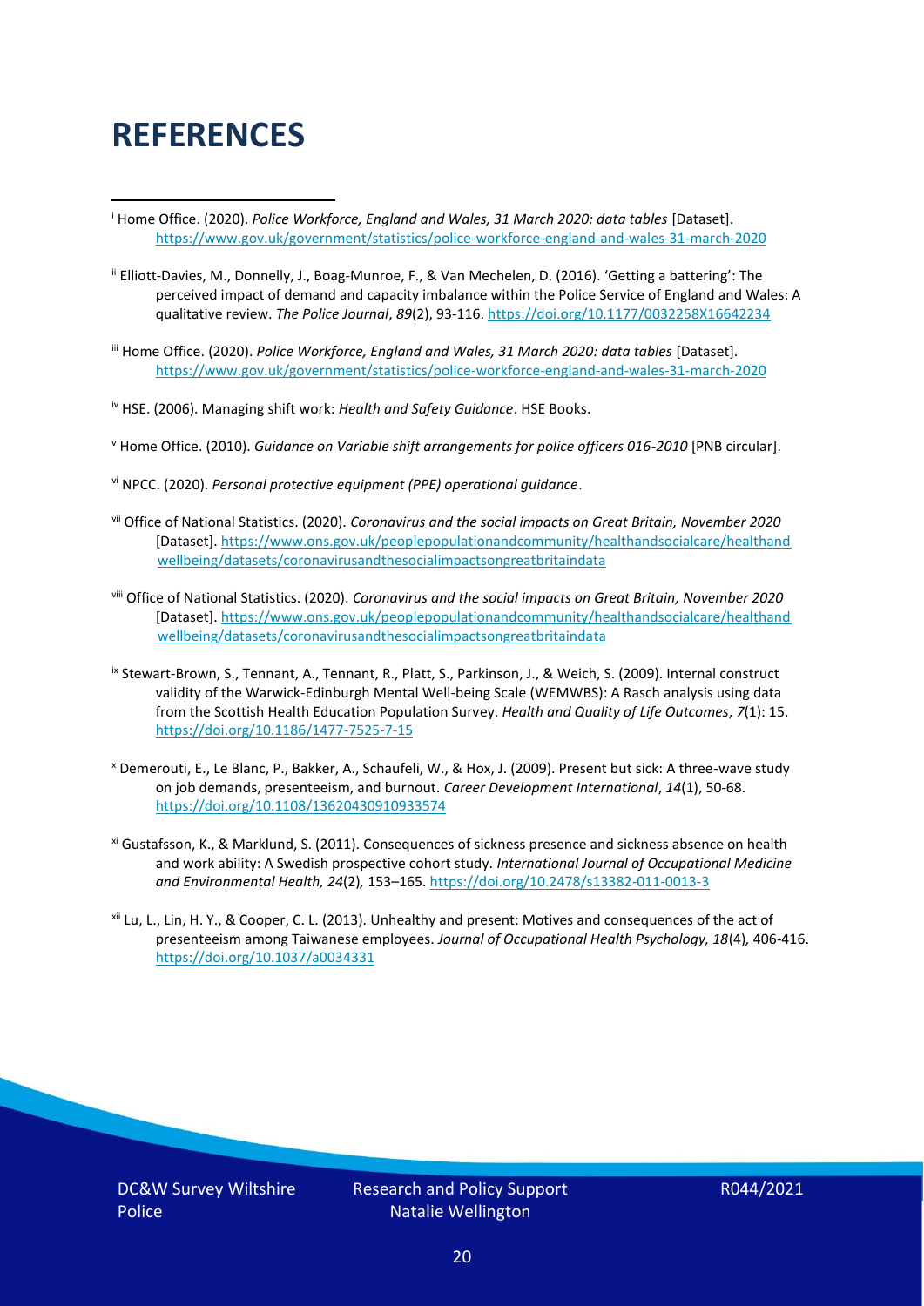# REFERENCES

[i] Home Office. (2020). *Police Workforce, England and Wales, 31 March 2020: data tables* [Dataset]. https://www.gov.uk/government/statistics/police-workforce-england-and-wales-31-march-2020

[ii] Elliott-Davies, M., Donnelly, J., Boag-Munroe, F., & Van Mechelen, D. (2016). 'Getting a battering': The perceived impact of demand and capacity imbalance within the Police Service of England and Wales: A qualitative review. *The Police Journal*, *89*(2), 93-116. https://doi.org/10.1177/0032258X16642234

[iii] Home Office. (2020). *Police Workforce, England and Wales, 31 March 2020: data tables* [Dataset]. https://www.gov.uk/government/statistics/police-workforce-england-and-wales-31-march-2020

[iv] HSE. (2006). Managing shift work: *Health and Safety Guidance*. HSE Books.

[v] Home Office. (2010). *Guidance on Variable shift arrangements for police officers 016-2010* [PNB circular].

[vi] NPCC. (2020). *Personal protective equipment (PPE) operational guidance*.

[vii] Office of National Statistics. (2020). *Coronavirus and the social impacts on Great Britain, November 2020* [Dataset]. https://www.ons.gov.uk/peoplepopulationandcommunity/healthandsocialcare/healthandwellbeing/datasets/coronavirusandthesocialimpactsongreatbritaindata

[viii] Office of National Statistics. (2020). *Coronavirus and the social impacts on Great Britain, November 2020* [Dataset]. https://www.ons.gov.uk/peoplepopulationandcommunity/healthandsocialcare/healthandwellbeing/datasets/coronavirusandthesocialimpactsongreatbritaindata

[ix] Stewart-Brown, S., Tennant, A., Tennant, R., Platt, S., Parkinson, J., & Weich, S. (2009). Internal construct validity of the Warwick-Edinburgh Mental Well-being Scale (WEMWBS): A Rasch analysis using data from the Scottish Health Education Population Survey. *Health and Quality of Life Outcomes*, *7*(1): 15. https://doi.org/10.1186/1477-7525-7-15

[x] Demerouti, E., Le Blanc, P., Bakker, A., Schaufeli, W., & Hox, J. (2009). Present but sick: A three-wave study on job demands, presenteeism, and burnout. *Career Development International*, *14*(1), 50-68. https://doi.org/10.1108/13620430910933574

[xi] Gustafsson, K., & Marklund, S. (2011). Consequences of sickness presence and sickness absence on health and work ability: A Swedish prospective cohort study. *International Journal of Occupational Medicine and Environmental Health, 24*(2)*,* 153–165. https://doi.org/10.2478/s13382-011-0013-3

[xii] Lu, L., Lin, H. Y., & Cooper, C. L. (2013). Unhealthy and present: Motives and consequences of the act of presenteeism among Taiwanese employees. *Journal of Occupational Health Psychology, 18*(4)*,* 406-416. https://doi.org/10.1037/a0034331